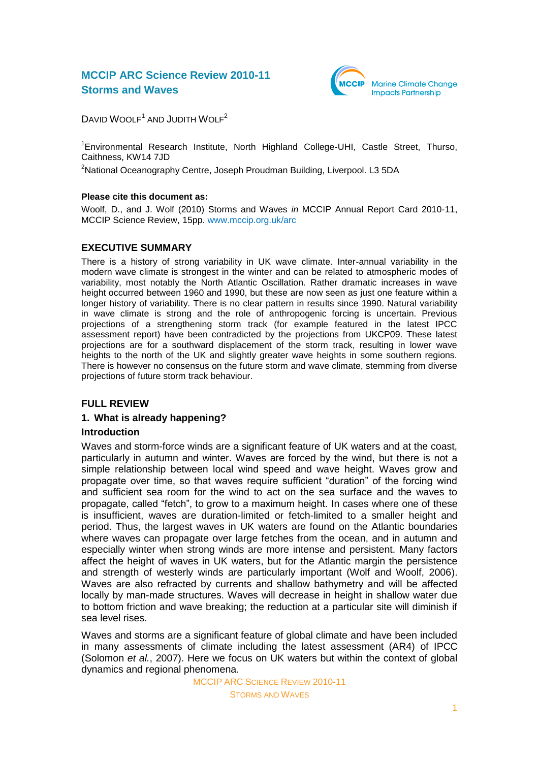# MCCIP ARC Science Review 2010-11
# Storms and Waves

Marine Climate Change Impacts Partnership

DAVID WOOLF[1] AND JUDITH WOLF[2]

[1]Environmental Research Institute, North Highland College-UHI, Castle Street, Thurso, Caithness, KW14 7JD

[2]National Oceanography Centre, Joseph Proudman Building, Liverpool. L3 5DA

**Please cite this document as:**

Woolf, D., and J. Wolf (2010) Storms and Waves *in* MCCIP Annual Report Card 2010-11, MCCIP Science Review, 15pp. www.mccip.org.uk/arc

## EXECUTIVE SUMMARY

There is a history of strong variability in UK wave climate. Inter-annual variability in the modern wave climate is strongest in the winter and can be related to atmospheric modes of variability, most notably the North Atlantic Oscillation. Rather dramatic increases in wave height occurred between 1960 and 1990, but these are now seen as just one feature within a longer history of variability. There is no clear pattern in results since 1990. Natural variability in wave climate is strong and the role of anthropogenic forcing is uncertain. Previous projections of a strengthening storm track (for example featured in the latest IPCC assessment report) have been contradicted by the projections from UKCP09. These latest projections are for a southward displacement of the storm track, resulting in lower wave heights to the north of the UK and slightly greater wave heights in some southern regions. There is however no consensus on the future storm and wave climate, stemming from diverse projections of future storm track behaviour.

## FULL REVIEW

### 1. What is already happening?

### Introduction

Waves and storm-force winds are a significant feature of UK waters and at the coast, particularly in autumn and winter. Waves are forced by the wind, but there is not a simple relationship between local wind speed and wave height. Waves grow and propagate over time, so that waves require sufficient "duration" of the forcing wind and sufficient sea room for the wind to act on the sea surface and the waves to propagate, called "fetch", to grow to a maximum height. In cases where one of these is insufficient, waves are duration-limited or fetch-limited to a smaller height and period. Thus, the largest waves in UK waters are found on the Atlantic boundaries where waves can propagate over large fetches from the ocean, and in autumn and especially winter when strong winds are more intense and persistent. Many factors affect the height of waves in UK waters, but for the Atlantic margin the persistence and strength of westerly winds are particularly important (Wolf and Woolf, 2006). Waves are also refracted by currents and shallow bathymetry and will be affected locally by man-made structures. Waves will decrease in height in shallow water due to bottom friction and wave breaking; the reduction at a particular site will diminish if sea level rises.

Waves and storms are a significant feature of global climate and have been included in many assessments of climate including the latest assessment (AR4) of IPCC (Solomon *et al.*, 2007). Here we focus on UK waters but within the context of global dynamics and regional phenomena.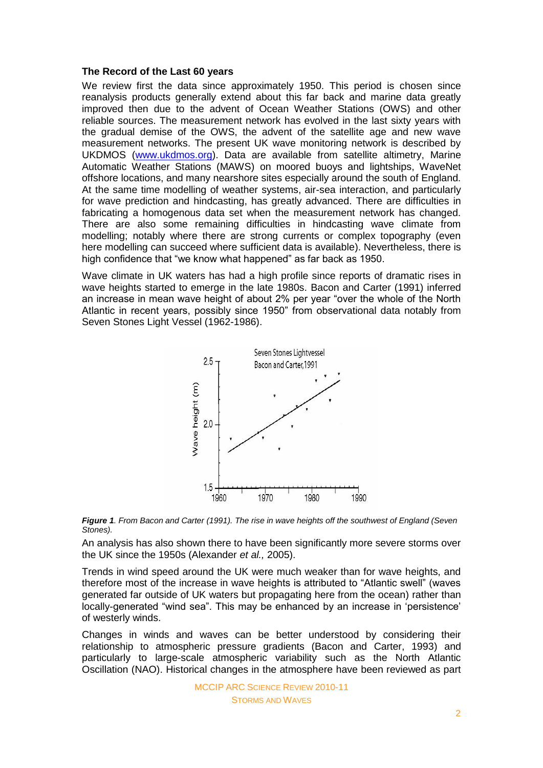### The Record of the Last 60 years

We review first the data since approximately 1950. This period is chosen since reanalysis products generally extend about this far back and marine data greatly improved then due to the advent of Ocean Weather Stations (OWS) and other reliable sources. The measurement network has evolved in the last sixty years with the gradual demise of the OWS, the advent of the satellite age and new wave measurement networks. The present UK wave monitoring network is described by UKDMOS (www.ukdmos.org). Data are available from satellite altimetry, Marine Automatic Weather Stations (MAWS) on moored buoys and lightships, WaveNet offshore locations, and many nearshore sites especially around the south of England. At the same time modelling of weather systems, air-sea interaction, and particularly for wave prediction and hindcasting, has greatly advanced. There are difficulties in fabricating a homogenous data set when the measurement network has changed. There are also some remaining difficulties in hindcasting wave climate from modelling; notably where there are strong currents or complex topography (even here modelling can succeed where sufficient data is available). Nevertheless, there is high confidence that "we know what happened" as far back as 1950.

Wave climate in UK waters has had a high profile since reports of dramatic rises in wave heights started to emerge in the late 1980s. Bacon and Carter (1991) inferred an increase in mean wave height of about 2% per year "over the whole of the North Atlantic in recent years, possibly since 1950" from observational data notably from Seven Stones Light Vessel (1962-1986).

***Figure 1**. From Bacon and Carter (1991). The rise in wave heights off the southwest of England (Seven Stones).*

An analysis has also shown there to have been significantly more severe storms over the UK since the 1950s (Alexander *et al.,* 2005).

Trends in wind speed around the UK were much weaker than for wave heights, and therefore most of the increase in wave heights is attributed to "Atlantic swell" (waves generated far outside of UK waters but propagating here from the ocean) rather than locally-generated "wind sea". This may be enhanced by an increase in 'persistence' of westerly winds.

Changes in winds and waves can be better understood by considering their relationship to atmospheric pressure gradients (Bacon and Carter, 1993) and particularly to large-scale atmospheric variability such as the North Atlantic Oscillation (NAO). Historical changes in the atmosphere have been reviewed as part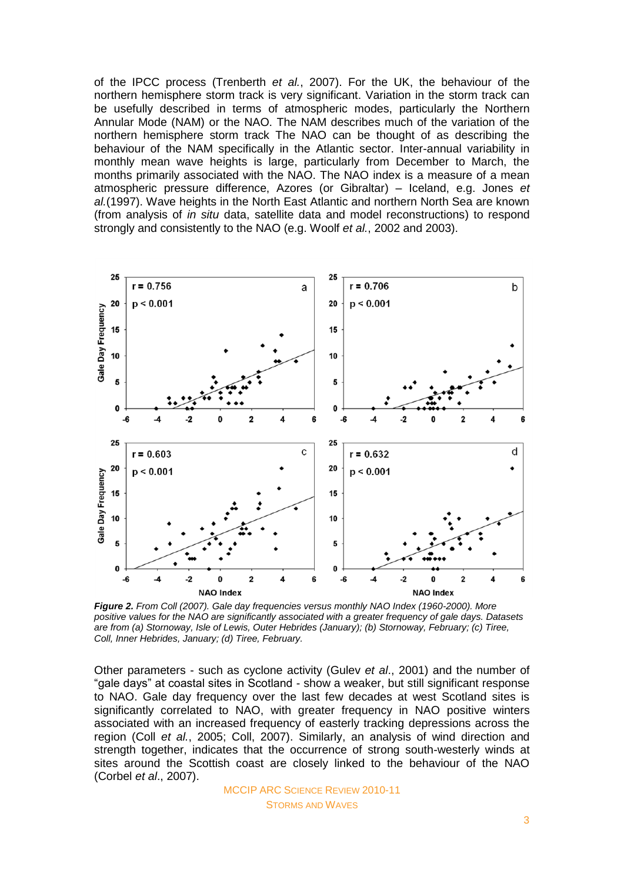of the IPCC process (Trenberth *et al.*, 2007). For the UK, the behaviour of the northern hemisphere storm track is very significant. Variation in the storm track can be usefully described in terms of atmospheric modes, particularly the Northern Annular Mode (NAM) or the NAO. The NAM describes much of the variation of the northern hemisphere storm track The NAO can be thought of as describing the behaviour of the NAM specifically in the Atlantic sector. Inter-annual variability in monthly mean wave heights is large, particularly from December to March, the months primarily associated with the NAO. The NAO index is a measure of a mean atmospheric pressure difference, Azores (or Gibraltar) – Iceland, e.g. Jones *et al.*(1997). Wave heights in the North East Atlantic and northern North Sea are known (from analysis of *in situ* data, satellite data and model reconstructions) to respond strongly and consistently to the NAO (e.g. Woolf *et al.*, 2002 and 2003).

***Figure 2.*** *From Coll (2007). Gale day frequencies versus monthly NAO Index (1960-2000). More positive values for the NAO are significantly associated with a greater frequency of gale days. Datasets are from (a) Stornoway, Isle of Lewis, Outer Hebrides (January); (b) Stornoway, February; (c) Tiree, Coll, Inner Hebrides, January; (d) Tiree, February.*

Other parameters - such as cyclone activity (Gulev *et al*., 2001) and the number of "gale days" at coastal sites in Scotland - show a weaker, but still significant response to NAO. Gale day frequency over the last few decades at west Scotland sites is significantly correlated to NAO, with greater frequency in NAO positive winters associated with an increased frequency of easterly tracking depressions across the region (Coll *et al.*, 2005; Coll, 2007). Similarly, an analysis of wind direction and strength together, indicates that the occurrence of strong south-westerly winds at sites around the Scottish coast are closely linked to the behaviour of the NAO (Corbel *et al*., 2007).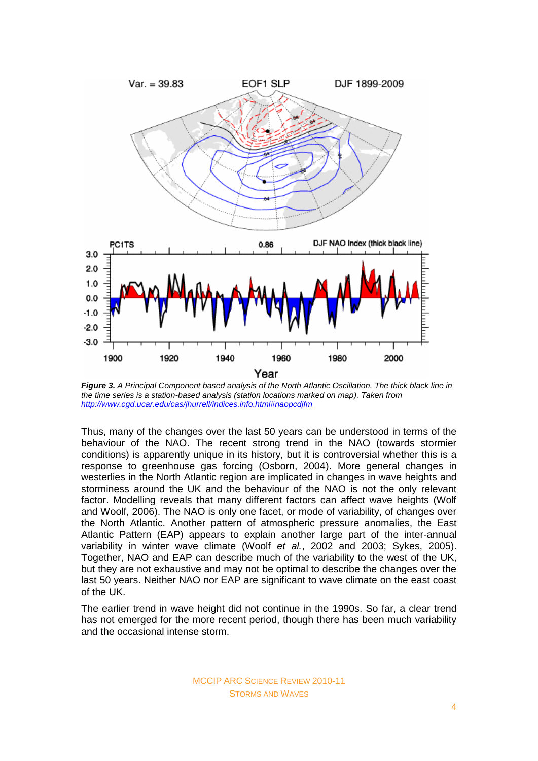***Figure 3.*** *A Principal Component based analysis of the North Atlantic Oscillation. The thick black line in the time series is a station-based analysis (station locations marked on map). Taken from* *http://www.cgd.ucar.edu/cas/jhurrell/indices.info.html#naopcdjfm*

Thus, many of the changes over the last 50 years can be understood in terms of the behaviour of the NAO. The recent strong trend in the NAO (towards stormier conditions) is apparently unique in its history, but it is controversial whether this is a response to greenhouse gas forcing (Osborn, 2004). More general changes in westerlies in the North Atlantic region are implicated in changes in wave heights and storminess around the UK and the behaviour of the NAO is not the only relevant factor. Modelling reveals that many different factors can affect wave heights (Wolf and Woolf, 2006). The NAO is only one facet, or mode of variability, of changes over the North Atlantic. Another pattern of atmospheric pressure anomalies, the East Atlantic Pattern (EAP) appears to explain another large part of the inter-annual variability in winter wave climate (Woolf *et al.*, 2002 and 2003; Sykes, 2005). Together, NAO and EAP can describe much of the variability to the west of the UK, but they are not exhaustive and may not be optimal to describe the changes over the last 50 years. Neither NAO nor EAP are significant to wave climate on the east coast of the UK.

The earlier trend in wave height did not continue in the 1990s. So far, a clear trend has not emerged for the more recent period, though there has been much variability and the occasional intense storm.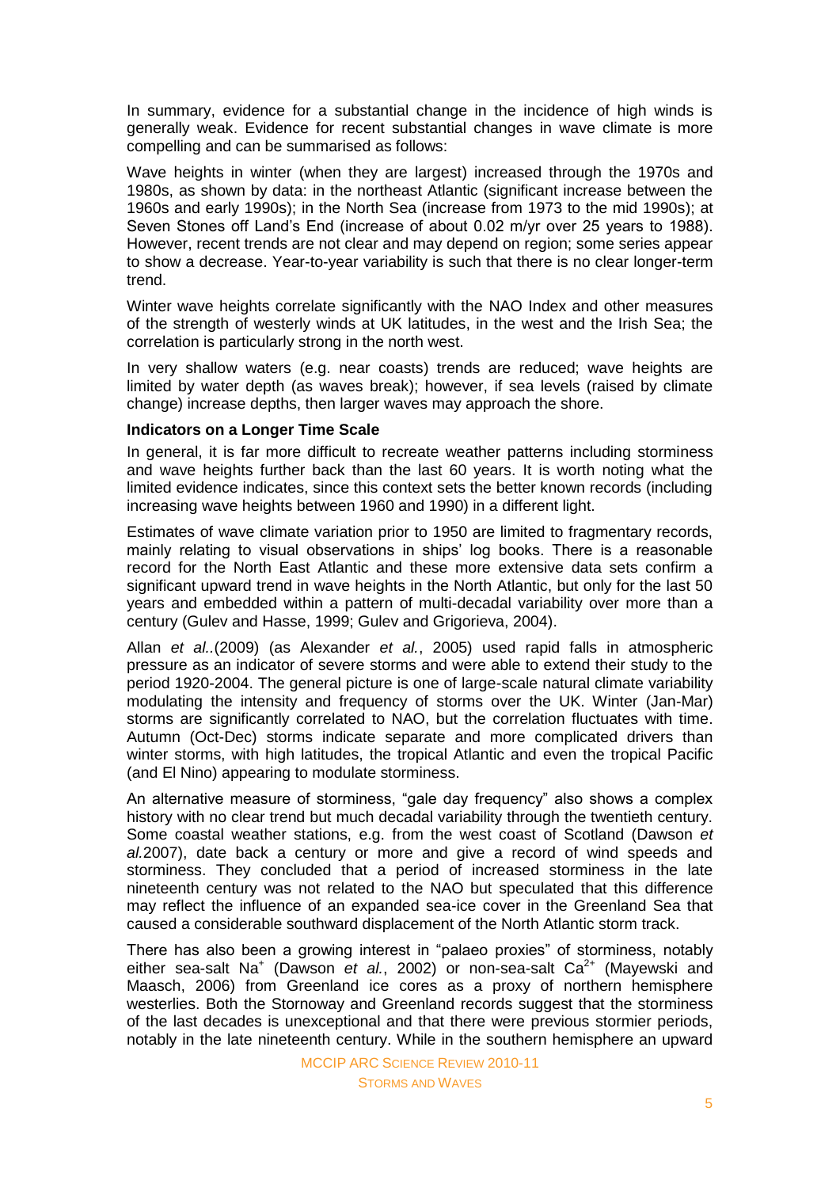In summary, evidence for a substantial change in the incidence of high winds is generally weak. Evidence for recent substantial changes in wave climate is more compelling and can be summarised as follows:

Wave heights in winter (when they are largest) increased through the 1970s and 1980s, as shown by data: in the northeast Atlantic (significant increase between the 1960s and early 1990s); in the North Sea (increase from 1973 to the mid 1990s); at Seven Stones off Land's End (increase of about 0.02 m/yr over 25 years to 1988). However, recent trends are not clear and may depend on region; some series appear to show a decrease. Year-to-year variability is such that there is no clear longer-term trend.

Winter wave heights correlate significantly with the NAO Index and other measures of the strength of westerly winds at UK latitudes, in the west and the Irish Sea; the correlation is particularly strong in the north west.

In very shallow waters (e.g. near coasts) trends are reduced; wave heights are limited by water depth (as waves break); however, if sea levels (raised by climate change) increase depths, then larger waves may approach the shore.

**Indicators on a Longer Time Scale**

In general, it is far more difficult to recreate weather patterns including storminess and wave heights further back than the last 60 years. It is worth noting what the limited evidence indicates, since this context sets the better known records (including increasing wave heights between 1960 and 1990) in a different light.

Estimates of wave climate variation prior to 1950 are limited to fragmentary records, mainly relating to visual observations in ships' log books. There is a reasonable record for the North East Atlantic and these more extensive data sets confirm a significant upward trend in wave heights in the North Atlantic, but only for the last 50 years and embedded within a pattern of multi-decadal variability over more than a century (Gulev and Hasse, 1999; Gulev and Grigorieva, 2004).

Allan *et al.*.(2009) (as Alexander *et al.*, 2005) used rapid falls in atmospheric pressure as an indicator of severe storms and were able to extend their study to the period 1920-2004. The general picture is one of large-scale natural climate variability modulating the intensity and frequency of storms over the UK. Winter (Jan-Mar) storms are significantly correlated to NAO, but the correlation fluctuates with time. Autumn (Oct-Dec) storms indicate separate and more complicated drivers than winter storms, with high latitudes, the tropical Atlantic and even the tropical Pacific (and El Nino) appearing to modulate storminess.

An alternative measure of storminess, "gale day frequency" also shows a complex history with no clear trend but much decadal variability through the twentieth century. Some coastal weather stations, e.g. from the west coast of Scotland (Dawson *et al.*2007), date back a century or more and give a record of wind speeds and storminess. They concluded that a period of increased storminess in the late nineteenth century was not related to the NAO but speculated that this difference may reflect the influence of an expanded sea-ice cover in the Greenland Sea that caused a considerable southward displacement of the North Atlantic storm track.

There has also been a growing interest in "palaeo proxies" of storminess, notably either sea-salt $Na^{+}$ (Dawson *et al.*, 2002) or non-sea-salt $Ca^{2+}$ (Mayewski and Maasch, 2006) from Greenland ice cores as a proxy of northern hemisphere westerlies. Both the Stornoway and Greenland records suggest that the storminess of the last decades is unexceptional and that there were previous stormier periods, notably in the late nineteenth century. While in the southern hemisphere an upward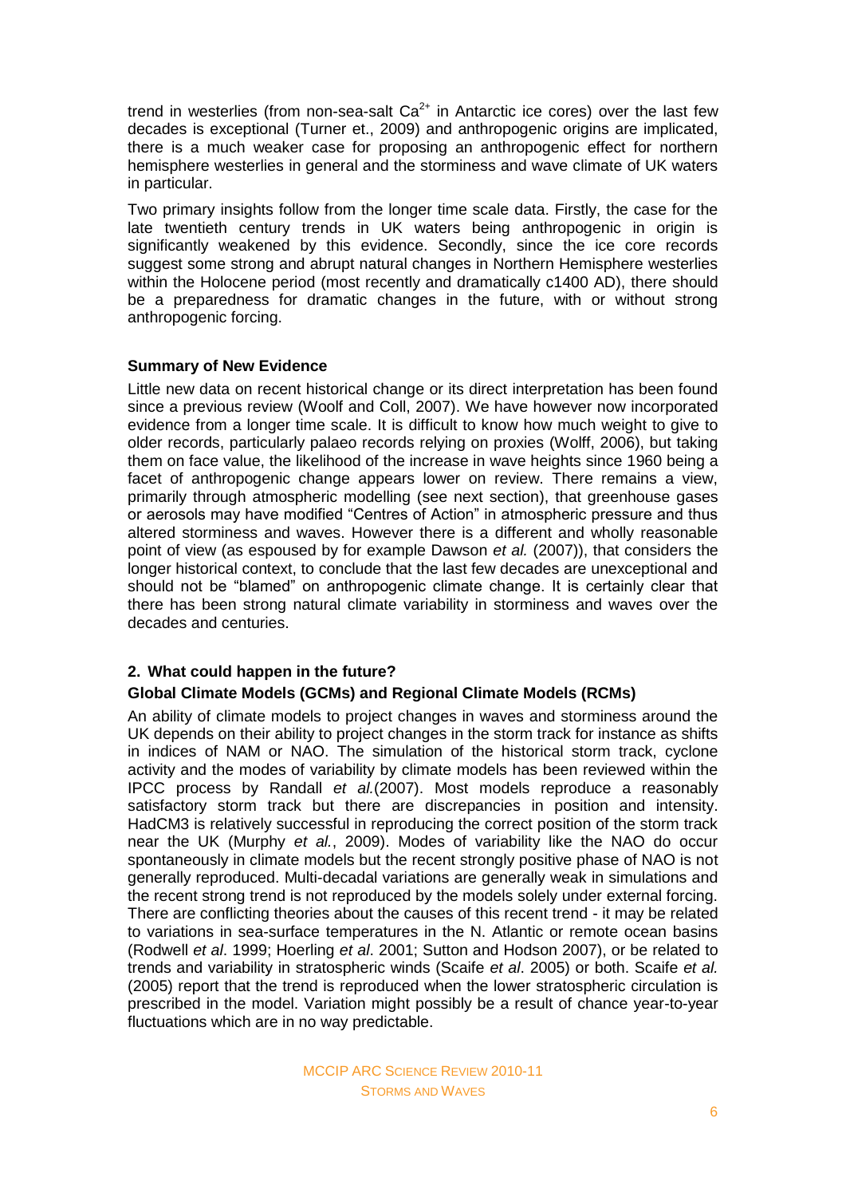trend in westerlies (from non-sea-salt $Ca^{2+}$ in Antarctic ice cores) over the last few decades is exceptional (Turner et., 2009) and anthropogenic origins are implicated, there is a much weaker case for proposing an anthropogenic effect for northern hemisphere westerlies in general and the storminess and wave climate of UK waters in particular.

Two primary insights follow from the longer time scale data. Firstly, the case for the late twentieth century trends in UK waters being anthropogenic in origin is significantly weakened by this evidence. Secondly, since the ice core records suggest some strong and abrupt natural changes in Northern Hemisphere westerlies within the Holocene period (most recently and dramatically c1400 AD), there should be a preparedness for dramatic changes in the future, with or without strong anthropogenic forcing.

**Summary of New Evidence**

Little new data on recent historical change or its direct interpretation has been found since a previous review (Woolf and Coll, 2007). We have however now incorporated evidence from a longer time scale. It is difficult to know how much weight to give to older records, particularly palaeo records relying on proxies (Wolff, 2006), but taking them on face value, the likelihood of the increase in wave heights since 1960 being a facet of anthropogenic change appears lower on review. There remains a view, primarily through atmospheric modelling (see next section), that greenhouse gases or aerosols may have modified "Centres of Action" in atmospheric pressure and thus altered storminess and waves. However there is a different and wholly reasonable point of view (as espoused by for example Dawson *et al.* (2007)), that considers the longer historical context, to conclude that the last few decades are unexceptional and should not be "blamed" on anthropogenic climate change. It is certainly clear that there has been strong natural climate variability in storminess and waves over the decades and centuries.

## 2. What could happen in the future?

### Global Climate Models (GCMs) and Regional Climate Models (RCMs)

An ability of climate models to project changes in waves and storminess around the UK depends on their ability to project changes in the storm track for instance as shifts in indices of NAM or NAO. The simulation of the historical storm track, cyclone activity and the modes of variability by climate models has been reviewed within the IPCC process by Randall *et al.*(2007). Most models reproduce a reasonably satisfactory storm track but there are discrepancies in position and intensity. HadCM3 is relatively successful in reproducing the correct position of the storm track near the UK (Murphy *et al.*, 2009). Modes of variability like the NAO do occur spontaneously in climate models but the recent strongly positive phase of NAO is not generally reproduced. Multi-decadal variations are generally weak in simulations and the recent strong trend is not reproduced by the models solely under external forcing. There are conflicting theories about the causes of this recent trend - it may be related to variations in sea-surface temperatures in the N. Atlantic or remote ocean basins (Rodwell *et al*. 1999; Hoerling *et al*. 2001; Sutton and Hodson 2007), or be related to trends and variability in stratospheric winds (Scaife *et al*. 2005) or both. Scaife *et al.* (2005) report that the trend is reproduced when the lower stratospheric circulation is prescribed in the model. Variation might possibly be a result of chance year-to-year fluctuations which are in no way predictable.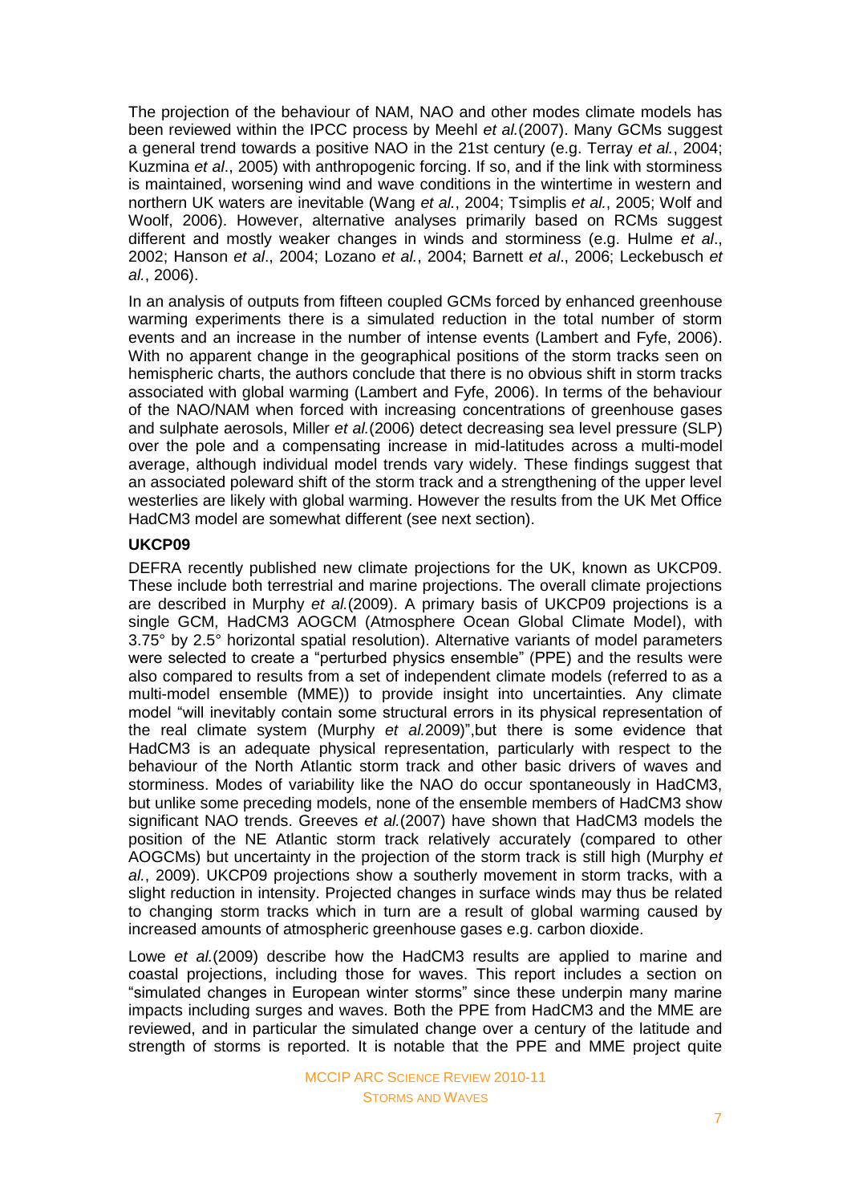The projection of the behaviour of NAM, NAO and other modes climate models has been reviewed within the IPCC process by Meehl *et al.*(2007). Many GCMs suggest a general trend towards a positive NAO in the 21st century (e.g. Terray *et al.*, 2004; Kuzmina *et al*., 2005) with anthropogenic forcing. If so, and if the link with storminess is maintained, worsening wind and wave conditions in the wintertime in western and northern UK waters are inevitable (Wang *et al.*, 2004; Tsimplis *et al.*, 2005; Wolf and Woolf, 2006). However, alternative analyses primarily based on RCMs suggest different and mostly weaker changes in winds and storminess (e.g. Hulme *et al*., 2002; Hanson *et al*., 2004; Lozano *et al.*, 2004; Barnett *et al*., 2006; Leckebusch *et al.*, 2006).

In an analysis of outputs from fifteen coupled GCMs forced by enhanced greenhouse warming experiments there is a simulated reduction in the total number of storm events and an increase in the number of intense events (Lambert and Fyfe, 2006). With no apparent change in the geographical positions of the storm tracks seen on hemispheric charts, the authors conclude that there is no obvious shift in storm tracks associated with global warming (Lambert and Fyfe, 2006). In terms of the behaviour of the NAO/NAM when forced with increasing concentrations of greenhouse gases and sulphate aerosols, Miller *et al.*(2006) detect decreasing sea level pressure (SLP) over the pole and a compensating increase in mid-latitudes across a multi-model average, although individual model trends vary widely. These findings suggest that an associated poleward shift of the storm track and a strengthening of the upper level westerlies are likely with global warming. However the results from the UK Met Office HadCM3 model are somewhat different (see next section).

**UKCP09**

DEFRA recently published new climate projections for the UK, known as UKCP09. These include both terrestrial and marine projections. The overall climate projections are described in Murphy *et al.*(2009). A primary basis of UKCP09 projections is a single GCM, HadCM3 AOGCM (Atmosphere Ocean Global Climate Model), with 3.75° by 2.5° horizontal spatial resolution). Alternative variants of model parameters were selected to create a "perturbed physics ensemble" (PPE) and the results were also compared to results from a set of independent climate models (referred to as a multi-model ensemble (MME)) to provide insight into uncertainties. Any climate model "will inevitably contain some structural errors in its physical representation of the real climate system (Murphy *et al.*2009)",but there is some evidence that HadCM3 is an adequate physical representation, particularly with respect to the behaviour of the North Atlantic storm track and other basic drivers of waves and storminess. Modes of variability like the NAO do occur spontaneously in HadCM3, but unlike some preceding models, none of the ensemble members of HadCM3 show significant NAO trends. Greeves *et al.*(2007) have shown that HadCM3 models the position of the NE Atlantic storm track relatively accurately (compared to other AOGCMs) but uncertainty in the projection of the storm track is still high (Murphy *et al.*, 2009). UKCP09 projections show a southerly movement in storm tracks, with a slight reduction in intensity. Projected changes in surface winds may thus be related to changing storm tracks which in turn are a result of global warming caused by increased amounts of atmospheric greenhouse gases e.g. carbon dioxide.

Lowe *et al.*(2009) describe how the HadCM3 results are applied to marine and coastal projections, including those for waves. This report includes a section on "simulated changes in European winter storms" since these underpin many marine impacts including surges and waves. Both the PPE from HadCM3 and the MME are reviewed, and in particular the simulated change over a century of the latitude and strength of storms is reported. It is notable that the PPE and MME project quite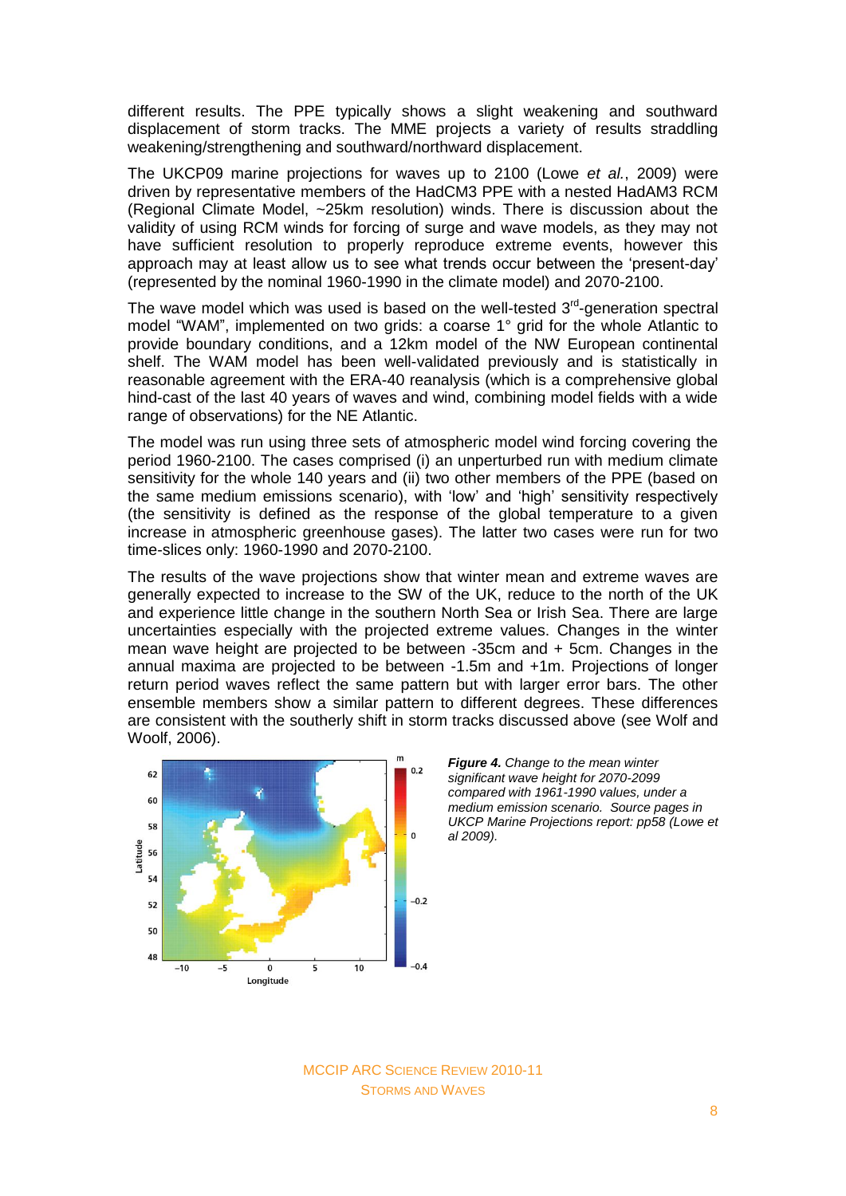different results. The PPE typically shows a slight weakening and southward displacement of storm tracks. The MME projects a variety of results straddling weakening/strengthening and southward/northward displacement.

The UKCP09 marine projections for waves up to 2100 (Lowe *et al.*, 2009) were driven by representative members of the HadCM3 PPE with a nested HadAM3 RCM (Regional Climate Model, ~25km resolution) winds. There is discussion about the validity of using RCM winds for forcing of surge and wave models, as they may not have sufficient resolution to properly reproduce extreme events, however this approach may at least allow us to see what trends occur between the 'present-day' (represented by the nominal 1960-1990 in the climate model) and 2070-2100.

The wave model which was used is based on the well-tested 3rd-generation spectral model "WAM", implemented on two grids: a coarse 1° grid for the whole Atlantic to provide boundary conditions, and a 12km model of the NW European continental shelf. The WAM model has been well-validated previously and is statistically in reasonable agreement with the ERA-40 reanalysis (which is a comprehensive global hind-cast of the last 40 years of waves and wind, combining model fields with a wide range of observations) for the NE Atlantic.

The model was run using three sets of atmospheric model wind forcing covering the period 1960-2100. The cases comprised (i) an unperturbed run with medium climate sensitivity for the whole 140 years and (ii) two other members of the PPE (based on the same medium emissions scenario), with 'low' and 'high' sensitivity respectively (the sensitivity is defined as the response of the global temperature to a given increase in atmospheric greenhouse gases). The latter two cases were run for two time-slices only: 1960-1990 and 2070-2100.

The results of the wave projections show that winter mean and extreme waves are generally expected to increase to the SW of the UK, reduce to the north of the UK and experience little change in the southern North Sea or Irish Sea. There are large uncertainties especially with the projected extreme values. Changes in the winter mean wave height are projected to be between -35cm and + 5cm. Changes in the annual maxima are projected to be between -1.5m and +1m. Projections of longer return period waves reflect the same pattern but with larger error bars. The other ensemble members show a similar pattern to different degrees. These differences are consistent with the southerly shift in storm tracks discussed above (see Wolf and Woolf, 2006).

***Figure 4.*** *Change to the mean winter significant wave height for 2070-2099 compared with 1961-1990 values, under a medium emission scenario. Source pages in UKCP Marine Projections report: pp58 (Lowe et al 2009).*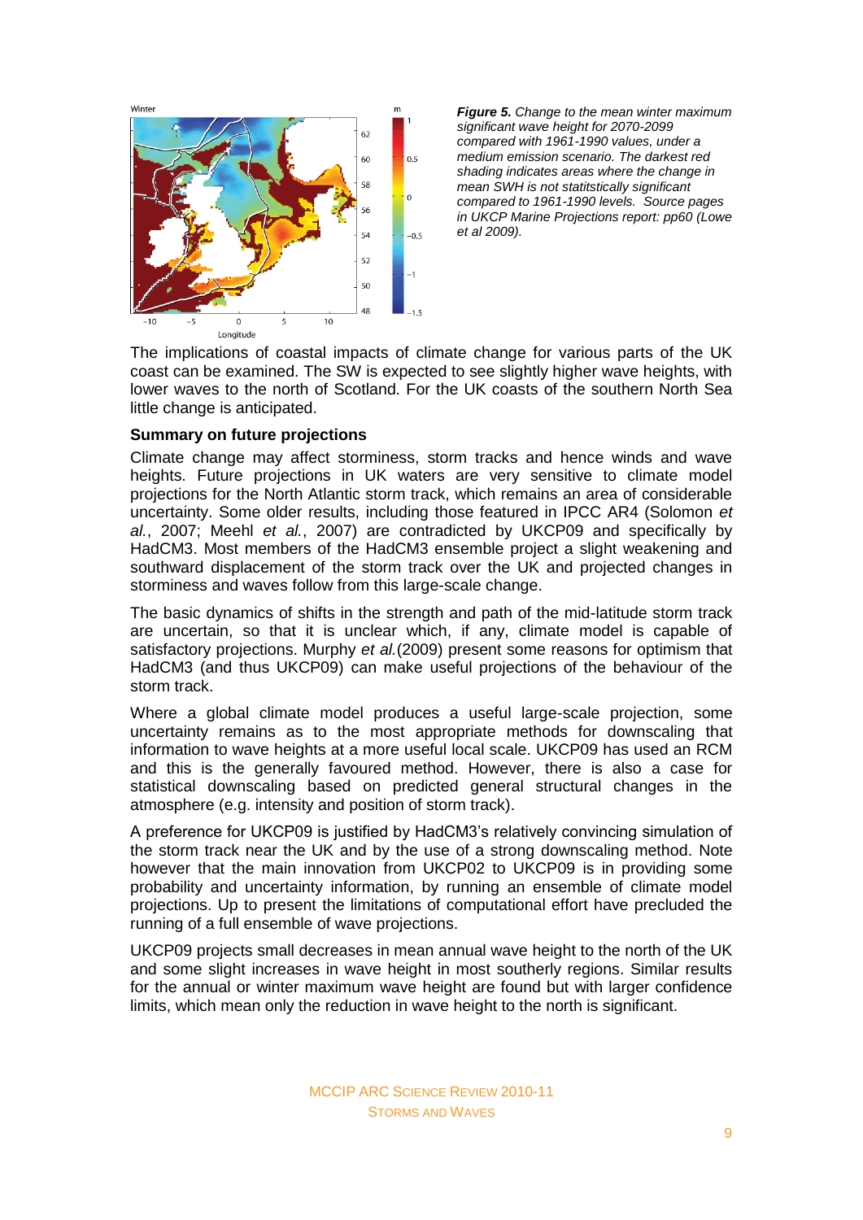***Figure 5.*** *Change to the mean winter maximum significant wave height for 2070-2099 compared with 1961-1990 values, under a medium emission scenario. The darkest red shading indicates areas where the change in mean SWH is not statitstically significant compared to 1961-1990 levels. Source pages in UKCP Marine Projections report: pp60 (Lowe et al 2009).*

The implications of coastal impacts of climate change for various parts of the UK coast can be examined. The SW is expected to see slightly higher wave heights, with lower waves to the north of Scotland. For the UK coasts of the southern North Sea little change is anticipated.

**Summary on future projections**

Climate change may affect storminess, storm tracks and hence winds and wave heights. Future projections in UK waters are very sensitive to climate model projections for the North Atlantic storm track, which remains an area of considerable uncertainty. Some older results, including those featured in IPCC AR4 (Solomon *et al.*, 2007; Meehl *et al.*, 2007) are contradicted by UKCP09 and specifically by HadCM3. Most members of the HadCM3 ensemble project a slight weakening and southward displacement of the storm track over the UK and projected changes in storminess and waves follow from this large-scale change.

The basic dynamics of shifts in the strength and path of the mid-latitude storm track are uncertain, so that it is unclear which, if any, climate model is capable of satisfactory projections. Murphy *et al.*(2009) present some reasons for optimism that HadCM3 (and thus UKCP09) can make useful projections of the behaviour of the storm track.

Where a global climate model produces a useful large-scale projection, some uncertainty remains as to the most appropriate methods for downscaling that information to wave heights at a more useful local scale. UKCP09 has used an RCM and this is the generally favoured method. However, there is also a case for statistical downscaling based on predicted general structural changes in the atmosphere (e.g. intensity and position of storm track).

A preference for UKCP09 is justified by HadCM3's relatively convincing simulation of the storm track near the UK and by the use of a strong downscaling method. Note however that the main innovation from UKCP02 to UKCP09 is in providing some probability and uncertainty information, by running an ensemble of climate model projections. Up to present the limitations of computational effort have precluded the running of a full ensemble of wave projections.

UKCP09 projects small decreases in mean annual wave height to the north of the UK and some slight increases in wave height in most southerly regions. Similar results for the annual or winter maximum wave height are found but with larger confidence limits, which mean only the reduction in wave height to the north is significant.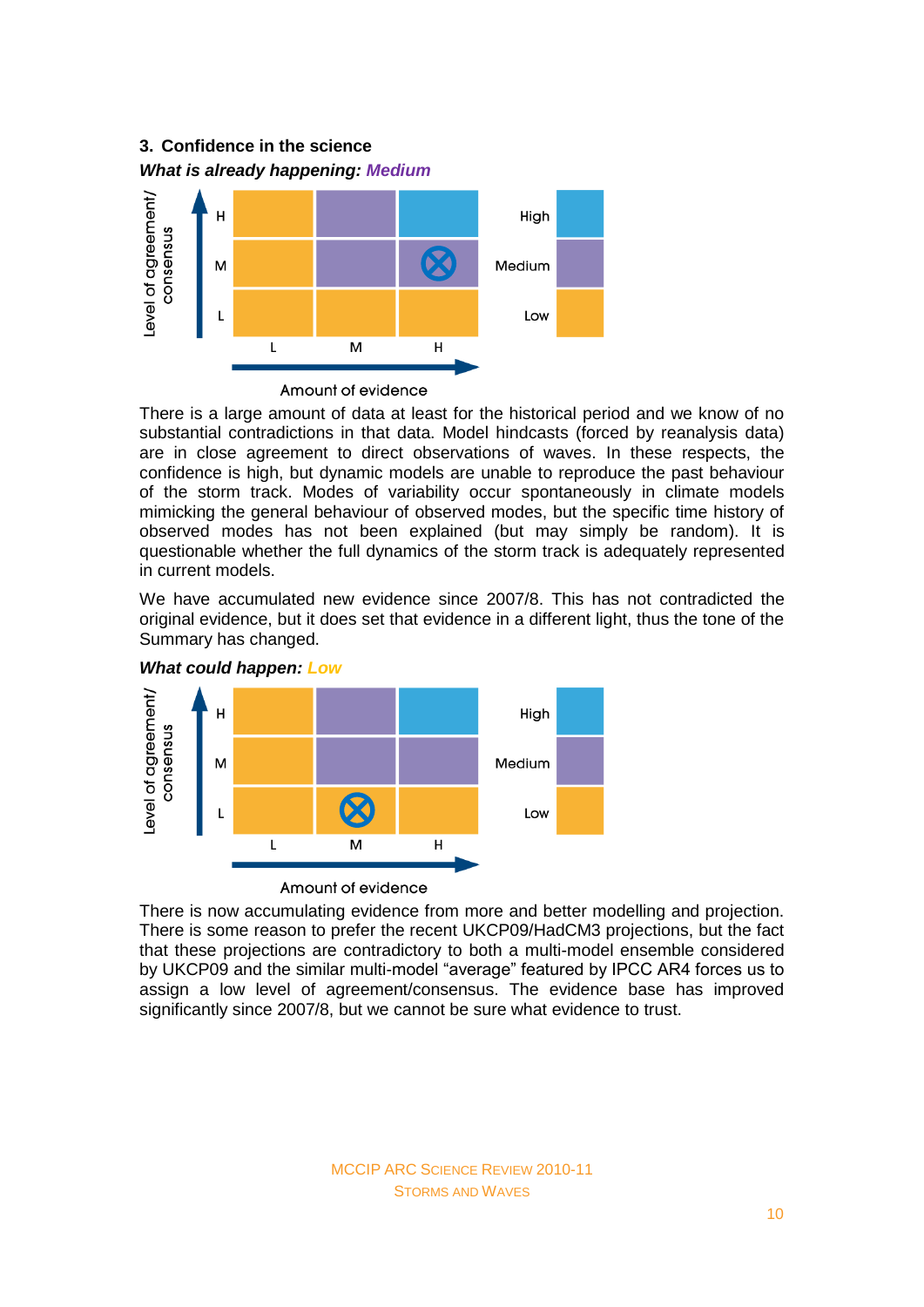## 3. Confidence in the science

***What is already happening: Medium***

| Level of agreement/ consensus | L (Amount of evidence) | M (Amount of evidence) | H (Amount of evidence) |
|---|---|---|---|
| H | Low | Medium | High |
| M | Low | Medium | Medium ⊗ |
| L | Low | Low | Low |

There is a large amount of data at least for the historical period and we know of no substantial contradictions in that data. Model hindcasts (forced by reanalysis data) are in close agreement to direct observations of waves. In these respects, the confidence is high, but dynamic models are unable to reproduce the past behaviour of the storm track. Modes of variability occur spontaneously in climate models mimicking the general behaviour of observed modes, but the specific time history of observed modes has not been explained (but may simply be random). It is questionable whether the full dynamics of the storm track is adequately represented in current models.

We have accumulated new evidence since 2007/8. This has not contradicted the original evidence, but it does set that evidence in a different light, thus the tone of the Summary has changed.

***What could happen: Low***

| Level of agreement/ consensus | L (Amount of evidence) | M (Amount of evidence) | H (Amount of evidence) |
|---|---|---|---|
| H | Low | Medium | High |
| M | Low | Medium | Medium |
| L | Low | Low ⊗ | Low |

There is now accumulating evidence from more and better modelling and projection. There is some reason to prefer the recent UKCP09/HadCM3 projections, but the fact that these projections are contradictory to both a multi-model ensemble considered by UKCP09 and the similar multi-model "average" featured by IPCC AR4 forces us to assign a low level of agreement/consensus. The evidence base has improved significantly since 2007/8, but we cannot be sure what evidence to trust.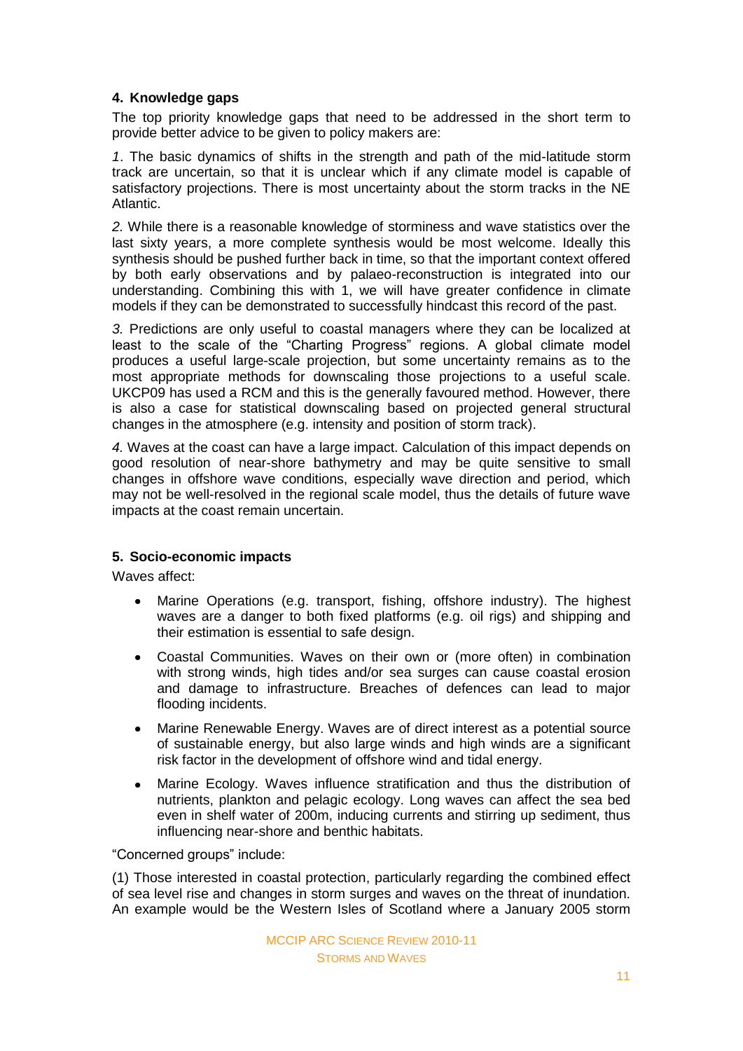## 4. Knowledge gaps

The top priority knowledge gaps that need to be addressed in the short term to provide better advice to be given to policy makers are:

*1*. The basic dynamics of shifts in the strength and path of the mid-latitude storm track are uncertain, so that it is unclear which if any climate model is capable of satisfactory projections. There is most uncertainty about the storm tracks in the NE Atlantic.

*2.* While there is a reasonable knowledge of storminess and wave statistics over the last sixty years, a more complete synthesis would be most welcome. Ideally this synthesis should be pushed further back in time, so that the important context offered by both early observations and by palaeo-reconstruction is integrated into our understanding. Combining this with 1, we will have greater confidence in climate models if they can be demonstrated to successfully hindcast this record of the past.

*3.* Predictions are only useful to coastal managers where they can be localized at least to the scale of the "Charting Progress" regions. A global climate model produces a useful large-scale projection, but some uncertainty remains as to the most appropriate methods for downscaling those projections to a useful scale. UKCP09 has used a RCM and this is the generally favoured method. However, there is also a case for statistical downscaling based on projected general structural changes in the atmosphere (e.g. intensity and position of storm track).

*4.* Waves at the coast can have a large impact. Calculation of this impact depends on good resolution of near-shore bathymetry and may be quite sensitive to small changes in offshore wave conditions, especially wave direction and period, which may not be well-resolved in the regional scale model, thus the details of future wave impacts at the coast remain uncertain.

## 5. Socio-economic impacts

Waves affect:

- Marine Operations (e.g. transport, fishing, offshore industry). The highest waves are a danger to both fixed platforms (e.g. oil rigs) and shipping and their estimation is essential to safe design.
- Coastal Communities. Waves on their own or (more often) in combination with strong winds, high tides and/or sea surges can cause coastal erosion and damage to infrastructure. Breaches of defences can lead to major flooding incidents.
- Marine Renewable Energy. Waves are of direct interest as a potential source of sustainable energy, but also large winds and high winds are a significant risk factor in the development of offshore wind and tidal energy.
- Marine Ecology. Waves influence stratification and thus the distribution of nutrients, plankton and pelagic ecology. Long waves can affect the sea bed even in shelf water of 200m, inducing currents and stirring up sediment, thus influencing near-shore and benthic habitats.

"Concerned groups" include:

(1) Those interested in coastal protection, particularly regarding the combined effect of sea level rise and changes in storm surges and waves on the threat of inundation. An example would be the Western Isles of Scotland where a January 2005 storm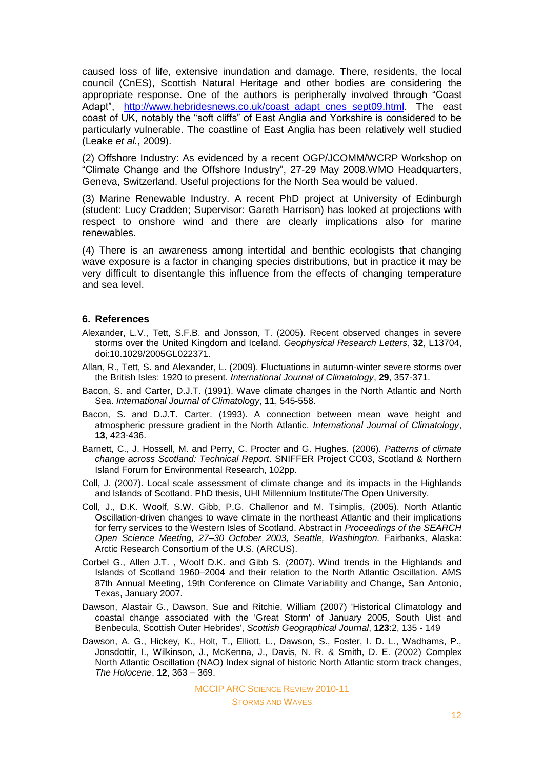caused loss of life, extensive inundation and damage. There, residents, the local council (CnES), Scottish Natural Heritage and other bodies are considering the appropriate response. One of the authors is peripherally involved through "Coast Adapt", [http://www.hebridesnews.co.uk/coast_adapt_cnes_sept09.html](http://www.hebridesnews.co.uk/coast_adapt_cnes_sept09.html). The east coast of UK, notably the "soft cliffs" of East Anglia and Yorkshire is considered to be particularly vulnerable. The coastline of East Anglia has been relatively well studied (Leake *et al.*, 2009).

(2) Offshore Industry: As evidenced by a recent OGP/JCOMM/WCRP Workshop on "Climate Change and the Offshore Industry", 27-29 May 2008.WMO Headquarters, Geneva, Switzerland. Useful projections for the North Sea would be valued.

(3) Marine Renewable Industry. A recent PhD project at University of Edinburgh (student: Lucy Cradden; Supervisor: Gareth Harrison) has looked at projections with respect to onshore wind and there are clearly implications also for marine renewables.

(4) There is an awareness among intertidal and benthic ecologists that changing wave exposure is a factor in changing species distributions, but in practice it may be very difficult to disentangle this influence from the effects of changing temperature and sea level.

## 6. References

Alexander, L.V., Tett, S.F.B. and Jonsson, T. (2005). Recent observed changes in severe storms over the United Kingdom and Iceland. *Geophysical Research Letters*, **32**, L13704, doi:10.1029/2005GL022371.

Allan, R., Tett, S. and Alexander, L. (2009). Fluctuations in autumn-winter severe storms over the British Isles: 1920 to present. *International Journal of Climatology*, **29**, 357-371.

Bacon, S. and Carter, D.J.T. (1991). Wave climate changes in the North Atlantic and North Sea. *International Journal of Climatology*, **11**, 545-558.

Bacon, S. and D.J.T. Carter. (1993). A connection between mean wave height and atmospheric pressure gradient in the North Atlantic. *International Journal of Climatology*, **13**, 423-436.

Barnett, C., J. Hossell, M. and Perry, C. Procter and G. Hughes. (2006). *Patterns of climate change across Scotland: Technical Report*. SNIFFER Project CC03, Scotland & Northern Island Forum for Environmental Research, 102pp.

Coll, J. (2007). Local scale assessment of climate change and its impacts in the Highlands and Islands of Scotland. PhD thesis, UHI Millennium Institute/The Open University.

Coll, J., D.K. Woolf, S.W. Gibb, P.G. Challenor and M. Tsimplis, (2005). North Atlantic Oscillation-driven changes to wave climate in the northeast Atlantic and their implications for ferry services to the Western Isles of Scotland. Abstract in *Proceedings of the SEARCH Open Science Meeting, 27–30 October 2003, Seattle, Washington.* Fairbanks, Alaska: Arctic Research Consortium of the U.S. (ARCUS).

Corbel G., Allen J.T. , Woolf D.K. and Gibb S. (2007). Wind trends in the Highlands and Islands of Scotland 1960–2004 and their relation to the North Atlantic Oscillation. AMS 87th Annual Meeting, 19th Conference on Climate Variability and Change, San Antonio, Texas, January 2007.

Dawson, Alastair G., Dawson, Sue and Ritchie, William (2007) 'Historical Climatology and coastal change associated with the 'Great Storm' of January 2005, South Uist and Benbecula, Scottish Outer Hebrides', *Scottish Geographical Journal*, **123**:2, 135 - 149

Dawson, A. G., Hickey, K., Holt, T., Elliott, L., Dawson, S., Foster, I. D. L., Wadhams, P., Jonsdottir, I., Wilkinson, J., McKenna, J., Davis, N. R. & Smith, D. E. (2002) Complex North Atlantic Oscillation (NAO) Index signal of historic North Atlantic storm track changes, *The Holocene*, **12**, 363 – 369.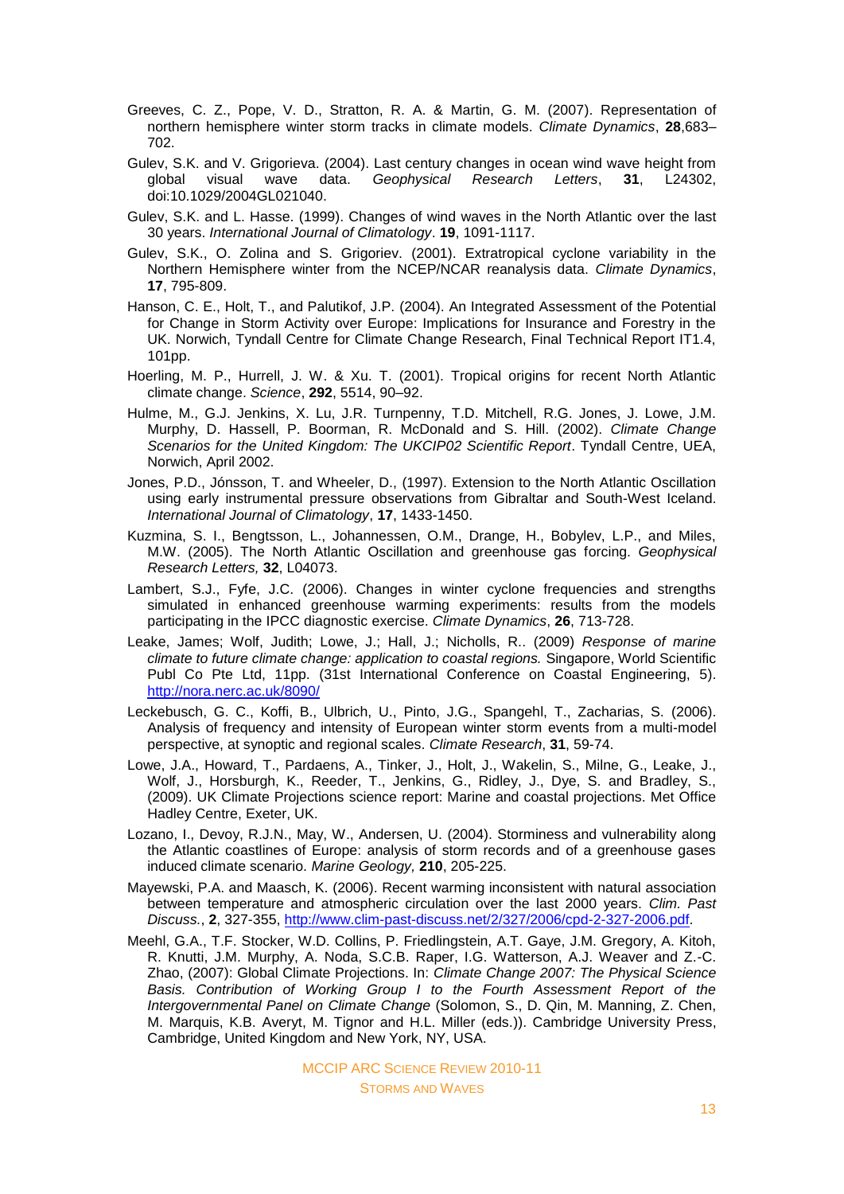Greeves, C. Z., Pope, V. D., Stratton, R. A. & Martin, G. M. (2007). Representation of northern hemisphere winter storm tracks in climate models. *Climate Dynamics*, **28**,683–702.

Gulev, S.K. and V. Grigorieva. (2004). Last century changes in ocean wind wave height from global visual wave data. *Geophysical Research Letters*, **31**, L24302, doi:10.1029/2004GL021040.

Gulev, S.K. and L. Hasse. (1999). Changes of wind waves in the North Atlantic over the last 30 years. *International Journal of Climatology*. **19**, 1091-1117.

Gulev, S.K., O. Zolina and S. Grigoriev. (2001). Extratropical cyclone variability in the Northern Hemisphere winter from the NCEP/NCAR reanalysis data. *Climate Dynamics*, **17**, 795-809.

Hanson, C. E., Holt, T., and Palutikof, J.P. (2004). An Integrated Assessment of the Potential for Change in Storm Activity over Europe: Implications for Insurance and Forestry in the UK. Norwich, Tyndall Centre for Climate Change Research, Final Technical Report IT1.4, 101pp.

Hoerling, M. P., Hurrell, J. W. & Xu. T. (2001). Tropical origins for recent North Atlantic climate change. *Science*, **292**, 5514, 90–92.

Hulme, M., G.J. Jenkins, X. Lu, J.R. Turnpenny, T.D. Mitchell, R.G. Jones, J. Lowe, J.M. Murphy, D. Hassell, P. Boorman, R. McDonald and S. Hill. (2002). *Climate Change Scenarios for the United Kingdom: The UKCIP02 Scientific Report*. Tyndall Centre, UEA, Norwich, April 2002.

Jones, P.D., Jónsson, T. and Wheeler, D., (1997). Extension to the North Atlantic Oscillation using early instrumental pressure observations from Gibraltar and South-West Iceland. *International Journal of Climatology*, **17**, 1433-1450.

Kuzmina, S. I., Bengtsson, L., Johannessen, O.M., Drange, H., Bobylev, L.P., and Miles, M.W. (2005). The North Atlantic Oscillation and greenhouse gas forcing. *Geophysical Research Letters,* **32**, L04073.

Lambert, S.J., Fyfe, J.C. (2006). Changes in winter cyclone frequencies and strengths simulated in enhanced greenhouse warming experiments: results from the models participating in the IPCC diagnostic exercise. *Climate Dynamics*, **26**, 713-728.

Leake, James; Wolf, Judith; Lowe, J.; Hall, J.; Nicholls, R.. (2009) *Response of marine climate to future climate change: application to coastal regions.* Singapore, World Scientific Publ Co Pte Ltd, 11pp. (31st International Conference on Coastal Engineering, 5). http://nora.nerc.ac.uk/8090/

Leckebusch, G. C., Koffi, B., Ulbrich, U., Pinto, J.G., Spangehl, T., Zacharias, S. (2006). Analysis of frequency and intensity of European winter storm events from a multi-model perspective, at synoptic and regional scales. *Climate Research*, **31**, 59-74.

Lowe, J.A., Howard, T., Pardaens, A., Tinker, J., Holt, J., Wakelin, S., Milne, G., Leake, J., Wolf, J., Horsburgh, K., Reeder, T., Jenkins, G., Ridley, J., Dye, S. and Bradley, S., (2009). UK Climate Projections science report: Marine and coastal projections. Met Office Hadley Centre, Exeter, UK.

Lozano, I., Devoy, R.J.N., May, W., Andersen, U. (2004). Storminess and vulnerability along the Atlantic coastlines of Europe: analysis of storm records and of a greenhouse gases induced climate scenario. *Marine Geology,* **210**, 205-225.

Mayewski, P.A. and Maasch, K. (2006). Recent warming inconsistent with natural association between temperature and atmospheric circulation over the last 2000 years. *Clim. Past Discuss.*, **2**, 327-355, http://www.clim-past-discuss.net/2/327/2006/cpd-2-327-2006.pdf.

Meehl, G.A., T.F. Stocker, W.D. Collins, P. Friedlingstein, A.T. Gaye, J.M. Gregory, A. Kitoh, R. Knutti, J.M. Murphy, A. Noda, S.C.B. Raper, I.G. Watterson, A.J. Weaver and Z.-C. Zhao, (2007): Global Climate Projections. In: *Climate Change 2007: The Physical Science Basis. Contribution of Working Group I to the Fourth Assessment Report of the Intergovernmental Panel on Climate Change* (Solomon, S., D. Qin, M. Manning, Z. Chen, M. Marquis, K.B. Averyt, M. Tignor and H.L. Miller (eds.)). Cambridge University Press, Cambridge, United Kingdom and New York, NY, USA.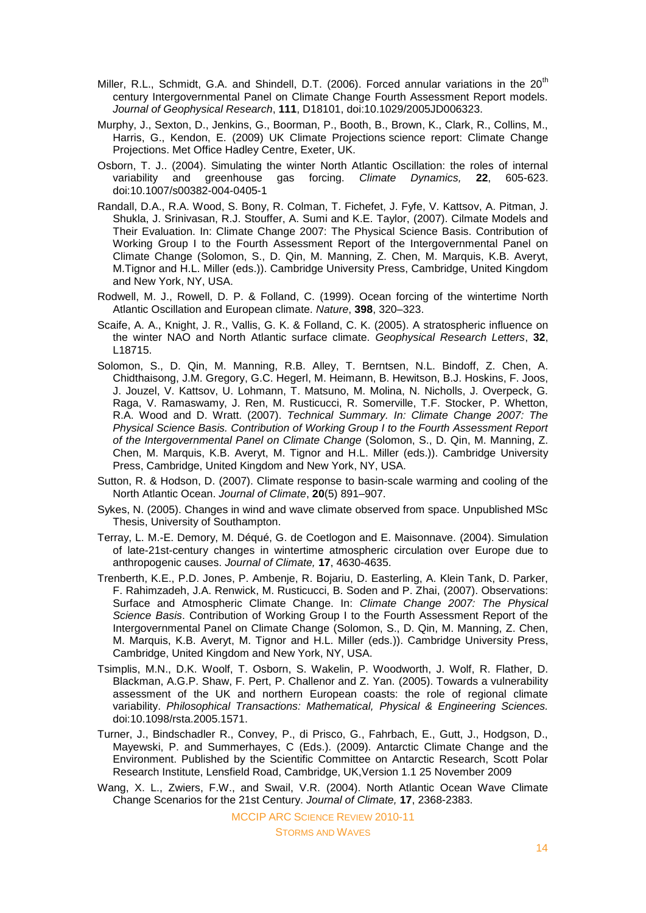Miller, R.L., Schmidt, G.A. and Shindell, D.T. (2006). Forced annular variations in the 20[th] century Intergovernmental Panel on Climate Change Fourth Assessment Report models. *Journal of Geophysical Research*, **111**, D18101, doi:10.1029/2005JD006323.

Murphy, J., Sexton, D., Jenkins, G., Boorman, P., Booth, B., Brown, K., Clark, R., Collins, M., Harris, G., Kendon, E. (2009) UK Climate Projections science report: Climate Change Projections. Met Office Hadley Centre, Exeter, UK.

Osborn, T. J.. (2004). Simulating the winter North Atlantic Oscillation: the roles of internal variability and greenhouse gas forcing. *Climate Dynamics,* **22**, 605-623. doi:10.1007/s00382-004-0405-1

Randall, D.A., R.A. Wood, S. Bony, R. Colman, T. Fichefet, J. Fyfe, V. Kattsov, A. Pitman, J. Shukla, J. Srinivasan, R.J. Stouffer, A. Sumi and K.E. Taylor, (2007). Cilmate Models and Their Evaluation. In: Climate Change 2007: The Physical Science Basis. Contribution of Working Group I to the Fourth Assessment Report of the Intergovernmental Panel on Climate Change (Solomon, S., D. Qin, M. Manning, Z. Chen, M. Marquis, K.B. Averyt, M.Tignor and H.L. Miller (eds.)). Cambridge University Press, Cambridge, United Kingdom and New York, NY, USA.

Rodwell, M. J., Rowell, D. P. & Folland, C. (1999). Ocean forcing of the wintertime North Atlantic Oscillation and European climate. *Nature*, **398**, 320–323.

Scaife, A. A., Knight, J. R., Vallis, G. K. & Folland, C. K. (2005). A stratospheric influence on the winter NAO and North Atlantic surface climate. *Geophysical Research Letters*, **32**, L18715.

Solomon, S., D. Qin, M. Manning, R.B. Alley, T. Berntsen, N.L. Bindoff, Z. Chen, A. Chidthaisong, J.M. Gregory, G.C. Hegerl, M. Heimann, B. Hewitson, B.J. Hoskins, F. Joos, J. Jouzel, V. Kattsov, U. Lohmann, T. Matsuno, M. Molina, N. Nicholls, J. Overpeck, G. Raga, V. Ramaswamy, J. Ren, M. Rusticucci, R. Somerville, T.F. Stocker, P. Whetton, R.A. Wood and D. Wratt. (2007). *Technical Summary. In: Climate Change 2007: The Physical Science Basis. Contribution of Working Group I to the Fourth Assessment Report of the Intergovernmental Panel on Climate Change* (Solomon, S., D. Qin, M. Manning, Z. Chen, M. Marquis, K.B. Averyt, M. Tignor and H.L. Miller (eds.)). Cambridge University Press, Cambridge, United Kingdom and New York, NY, USA.

Sutton, R. & Hodson, D. (2007). Climate response to basin-scale warming and cooling of the North Atlantic Ocean. *Journal of Climate*, **20**(5) 891–907.

Sykes, N. (2005). Changes in wind and wave climate observed from space. Unpublished MSc Thesis, University of Southampton.

Terray, L. M.-E. Demory, M. Déqué, G. de Coetlogon and E. Maisonnave. (2004). Simulation of late-21st-century changes in wintertime atmospheric circulation over Europe due to anthropogenic causes. *Journal of Climate,* **17**, 4630-4635.

Trenberth, K.E., P.D. Jones, P. Ambenje, R. Bojariu, D. Easterling, A. Klein Tank, D. Parker, F. Rahimzadeh, J.A. Renwick, M. Rusticucci, B. Soden and P. Zhai, (2007). Observations: Surface and Atmospheric Climate Change. In: *Climate Change 2007: The Physical Science Basis*. Contribution of Working Group I to the Fourth Assessment Report of the Intergovernmental Panel on Climate Change (Solomon, S., D. Qin, M. Manning, Z. Chen, M. Marquis, K.B. Averyt, M. Tignor and H.L. Miller (eds.)). Cambridge University Press, Cambridge, United Kingdom and New York, NY, USA.

Tsimplis, M.N., D.K. Woolf, T. Osborn, S. Wakelin, P. Woodworth, J. Wolf, R. Flather, D. Blackman, A.G.P. Shaw, F. Pert, P. Challenor and Z. Yan. (2005). Towards a vulnerability assessment of the UK and northern European coasts: the role of regional climate variability. *Philosophical Transactions: Mathematical, Physical & Engineering Sciences.* doi:10.1098/rsta.2005.1571.

Turner, J., Bindschadler R., Convey, P., di Prisco, G., Fahrbach, E., Gutt, J., Hodgson, D., Mayewski, P. and Summerhayes, C (Eds.). (2009). Antarctic Climate Change and the Environment. Published by the Scientific Committee on Antarctic Research, Scott Polar Research Institute, Lensfield Road, Cambridge, UK,Version 1.1 25 November 2009

Wang, X. L., Zwiers, F.W., and Swail, V.R. (2004). North Atlantic Ocean Wave Climate Change Scenarios for the 21st Century. *Journal of Climate,* **17**, 2368-2383.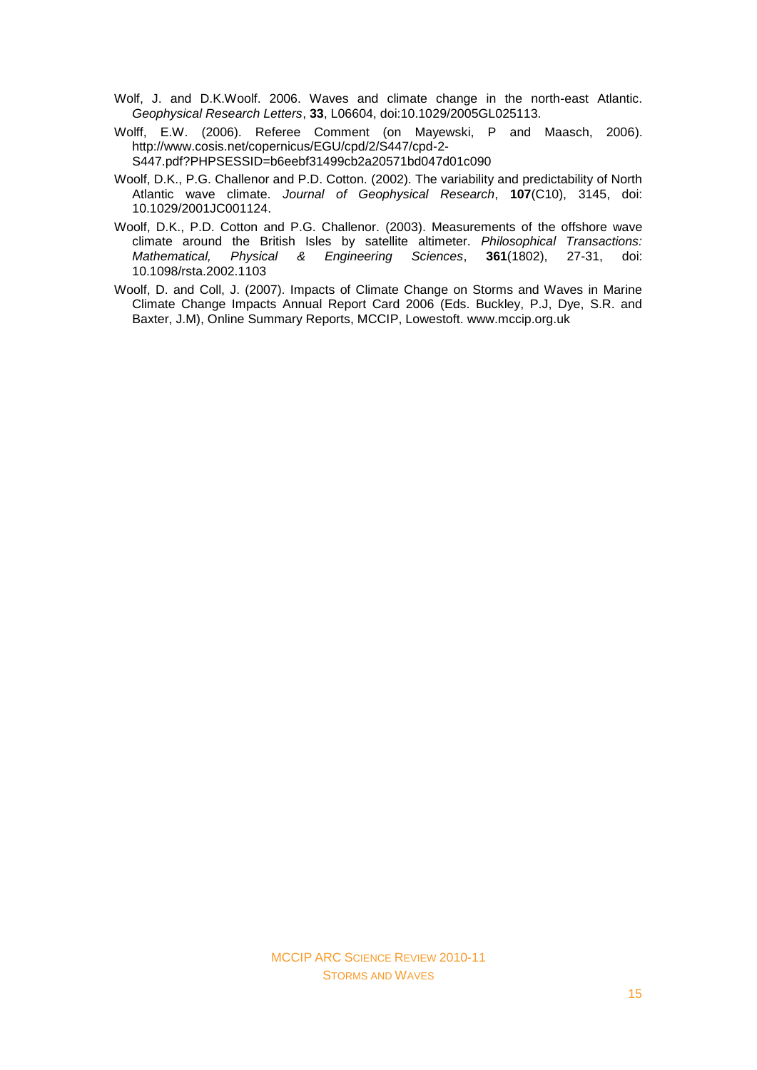Wolf, J. and D.K.Woolf. 2006. Waves and climate change in the north-east Atlantic. *Geophysical Research Letters*, **33**, L06604, doi:10.1029/2005GL025113.

Wolff, E.W. (2006). Referee Comment (on Mayewski, P and Maasch, 2006). http://www.cosis.net/copernicus/EGU/cpd/2/S447/cpd-2-S447.pdf?PHPSESSID=b6eebf31499cb2a20571bd047d01c090

Woolf, D.K., P.G. Challenor and P.D. Cotton. (2002). The variability and predictability of North Atlantic wave climate. *Journal of Geophysical Research*, **107**(C10), 3145, doi: 10.1029/2001JC001124.

Woolf, D.K., P.D. Cotton and P.G. Challenor. (2003). Measurements of the offshore wave climate around the British Isles by satellite altimeter. *Philosophical Transactions: Mathematical, Physical & Engineering Sciences*, **361**(1802), 27-31, doi: 10.1098/rsta.2002.1103

Woolf, D. and Coll, J. (2007). Impacts of Climate Change on Storms and Waves in Marine Climate Change Impacts Annual Report Card 2006 (Eds. Buckley, P.J, Dye, S.R. and Baxter, J.M), Online Summary Reports, MCCIP, Lowestoft. www.mccip.org.uk